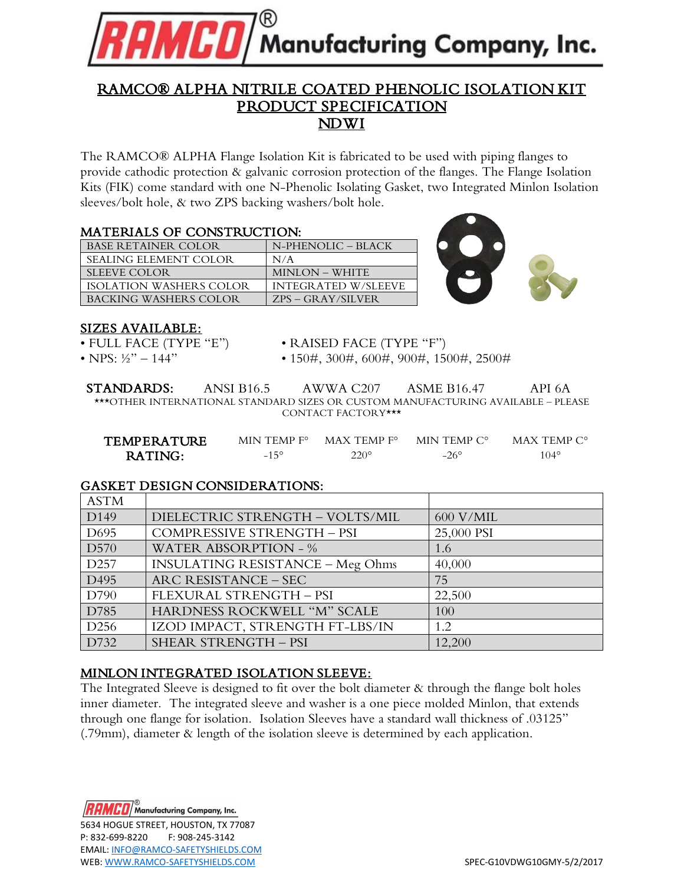# RAMCO® Manufacturing Company, Inc.

## RAMCO® ALPHA NITRILE COATED PHENOLIC ISOLATION KIT PRODUCT SPECIFICATION NDWI

The RAMCO® ALPHA Flange Isolation Kit is fabricated to be used with piping flanges to provide cathodic protection & galvanic corrosion protection of the flanges. The Flange Isolation Kits (FIK) come standard with one N-Phenolic Isolating Gasket, two Integrated Minlon Isolation sleeves/bolt hole, & two ZPS backing washers/bolt hole.

### MATERIALS OF CONSTRUCTION:

| | |
|---|---|
| BASE RETAINER COLOR | N-PHENOLIC – BLACK |
| SEALING ELEMENT COLOR | N/A |
| SLEEVE COLOR | MINLON – WHITE |
| ISOLATION WASHERS COLOR | INTEGRATED W/SLEEVE |
| BACKING WASHERS COLOR | ZPS – GRAY/SILVER |

### SIZES AVAILABLE:

- FULL FACE (TYPE "E")
- NPS: ½" – 144"
- RAISED FACE (TYPE "F")
- 150#, 300#, 600#, 900#, 1500#, 2500#

**STANDARDS:** ANSI B16.5 AWWA C207 ASME B16.47 API 6A

***OTHER INTERNATIONAL STANDARD SIZES OR CUSTOM MANUFACTURING AVAILABLE – PLEASE CONTACT FACTORY***

| TEMPERATURE RATING: | MIN TEMP F° | MAX TEMP F° | MIN TEMP C° | MAX TEMP C° |
|---|---|---|---|---|
| | -15° | 220° | -26° | 104° |

### GASKET DESIGN CONSIDERATIONS:

| ASTM | | |
|---|---|---|
| D149 | DIELECTRIC STRENGTH – VOLTS/MIL | 600 V/MIL |
| D695 | COMPRESSIVE STRENGTH – PSI | 25,000 PSI |
| D570 | WATER ABSORPTION - % | 1.6 |
| D257 | INSULATING RESISTANCE – Meg Ohms | 40,000 |
| D495 | ARC RESISTANCE – SEC | 75 |
| D790 | FLEXURAL STRENGTH – PSI | 22,500 |
| D785 | HARDNESS ROCKWELL "M" SCALE | 100 |
| D256 | IZOD IMPACT, STRENGTH FT-LBS/IN | 1.2 |
| D732 | SHEAR STRENGTH – PSI | 12,200 |

### MINLON INTEGRATED ISOLATION SLEEVE:

The Integrated Sleeve is designed to fit over the bolt diameter & through the flange bolt holes inner diameter. The integrated sleeve and washer is a one piece molded Minlon, that extends through one flange for isolation. Isolation Sleeves have a standard wall thickness of .03125" (.79mm), diameter & length of the isolation sleeve is determined by each application.

RAMCO® Manufacturing Company, Inc.
5634 HOGUE STREET, HOUSTON, TX 77087
P: 832-699-8220 F: 908-245-3142
EMAIL: INFO@RAMCO-SAFETYSHIELDS.COM
WEB: WWW.RAMCO-SAFETYSHIELDS.COM

SPEC-G10VDWG10GMY-5/2/2017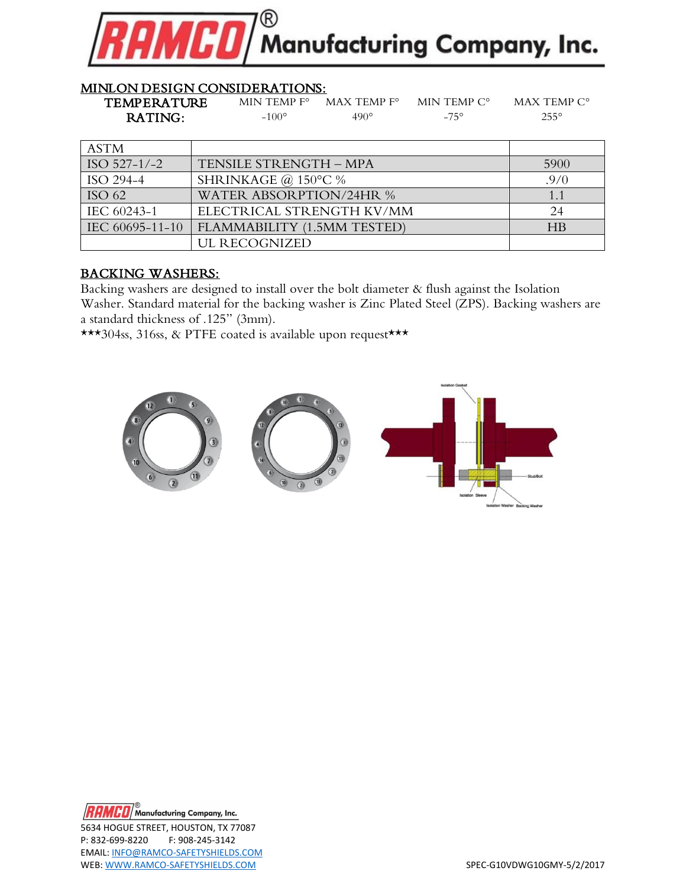## MINLON DESIGN CONSIDERATIONS:

| TEMPERATURE RATING: | MIN TEMP F° | MAX TEMP F° | MIN TEMP C° | MAX TEMP C° |
|---|---|---|---|---|
| | -100° | 490° | -75° | 255° |

| ASTM | | |
|---|---|---|
| ISO 527-1/-2 | TENSILE STRENGTH – MPA | 5900 |
| ISO 294-4 | SHRINKAGE @ 150°C % | .9/0 |
| ISO 62 | WATER ABSORPTION/24HR % | 1.1 |
| IEC 60243-1 | ELECTRICAL STRENGTH KV/MM | 24 |
| IEC 60695-11-10 | FLAMMABILITY (1.5MM TESTED) | HB |
| | UL RECOGNIZED | |

## BACKING WASHERS:

Backing washers are designed to install over the bolt diameter & flush against the Isolation Washer. Standard material for the backing washer is Zinc Plated Steel (ZPS). Backing washers are a standard thickness of .125" (3mm).

***304ss, 316ss, & PTFE coated is available upon request***

Isolation Gasket

Stud/Bolt

Isolation Sleeve

Isolation Washer Backing Washer

5634 HOGUE STREET, HOUSTON, TX 77087
P: 832-699-8220 F: 908-245-3142
EMAIL: INFO@RAMCO-SAFETYSHIELDS.COM
WEB: WWW.RAMCO-SAFETYSHIELDS.COM

SPEC-G10VDWG10GMY-5/2/2017